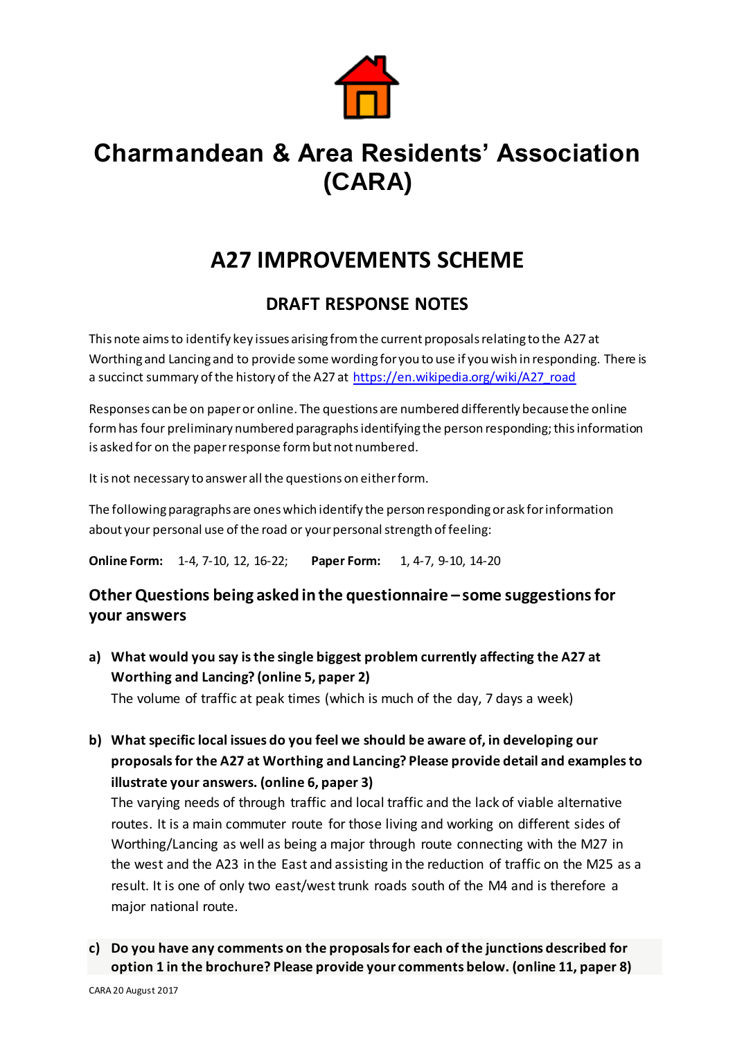# Charmandean & Area Residents' Association (CARA)

## A27 IMPROVEMENTS SCHEME

### DRAFT RESPONSE NOTES

This note aims to identify key issues arising from the current proposals relating to the A27 at Worthing and Lancing and to provide some wording for you to use if you wish in responding. There is a succinct summary of the history of the A27 at https://en.wikipedia.org/wiki/A27_road

Responses can be on paper or online. The questions are numbered differently because the online form has four preliminary numbered paragraphs identifying the person responding; this information is asked for on the paper response form but not numbered.

It is not necessary to answer all the questions on either form.

The following paragraphs are ones which identify the person responding or ask for information about your personal use of the road or your personal strength of feeling:

**Online Form:** 1-4, 7-10, 12, 16-22; **Paper Form:** 1, 4-7, 9-10, 14-20

### Other Questions being asked in the questionnaire – some suggestions for your answers

a) **What would you say is the single biggest problem currently affecting the A27 at Worthing and Lancing? (online 5, paper 2)**
The volume of traffic at peak times (which is much of the day, 7 days a week)

b) **What specific local issues do you feel we should be aware of, in developing our proposals for the A27 at Worthing and Lancing? Please provide detail and examples to illustrate your answers. (online 6, paper 3)**
The varying needs of through traffic and local traffic and the lack of viable alternative routes. It is a main commuter route for those living and working on different sides of Worthing/Lancing as well as being a major through route connecting with the M27 in the west and the A23 in the East and assisting in the reduction of traffic on the M25 as a result. It is one of only two east/west trunk roads south of the M4 and is therefore a major national route.

c) **Do you have any comments on the proposals for each of the junctions described for option 1 in the brochure? Please provide your comments below. (online 11, paper 8)**

CARA 20 August 2017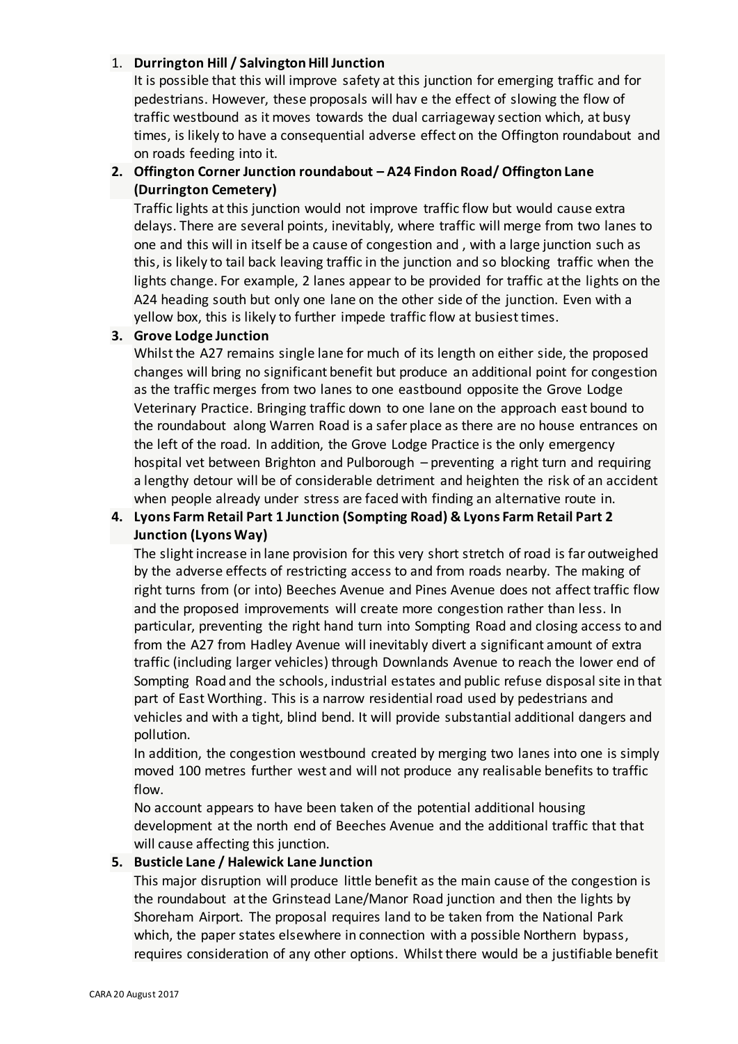1. **Durrington Hill / Salvington Hill Junction**
   It is possible that this will improve safety at this junction for emerging traffic and for pedestrians. However, these proposals will hav e the effect of slowing the flow of traffic westbound as it moves towards the dual carriageway section which, at busy times, is likely to have a consequential adverse effect on the Offington roundabout and on roads feeding into it.
2. **Offington Corner Junction roundabout – A24 Findon Road/ Offington Lane (Durrington Cemetery)**
   Traffic lights at this junction would not improve traffic flow but would cause extra delays. There are several points, inevitably, where traffic will merge from two lanes to one and this will in itself be a cause of congestion and , with a large junction such as this, is likely to tail back leaving traffic in the junction and so blocking traffic when the lights change. For example, 2 lanes appear to be provided for traffic at the lights on the A24 heading south but only one lane on the other side of the junction. Even with a yellow box, this is likely to further impede traffic flow at busiest times.
3. **Grove Lodge Junction**
   Whilst the A27 remains single lane for much of its length on either side, the proposed changes will bring no significant benefit but produce an additional point for congestion as the traffic merges from two lanes to one eastbound opposite the Grove Lodge Veterinary Practice. Bringing traffic down to one lane on the approach east bound to the roundabout along Warren Road is a safer place as there are no house entrances on the left of the road. In addition, the Grove Lodge Practice is the only emergency hospital vet between Brighton and Pulborough – preventing a right turn and requiring a lengthy detour will be of considerable detriment and heighten the risk of an accident when people already under stress are faced with finding an alternative route in.
4. **Lyons Farm Retail Part 1 Junction (Sompting Road) & Lyons Farm Retail Part 2 Junction (Lyons Way)**
   The slight increase in lane provision for this very short stretch of road is far outweighed by the adverse effects of restricting access to and from roads nearby. The making of right turns from (or into) Beeches Avenue and Pines Avenue does not affect traffic flow and the proposed improvements will create more congestion rather than less. In particular, preventing the right hand turn into Sompting Road and closing access to and from the A27 from Hadley Avenue will inevitably divert a significant amount of extra traffic (including larger vehicles) through Downlands Avenue to reach the lower end of Sompting Road and the schools, industrial estates and public refuse disposal site in that part of East Worthing. This is a narrow residential road used by pedestrians and vehicles and with a tight, blind bend. It will provide substantial additional dangers and pollution.
   In addition, the congestion westbound created by merging two lanes into one is simply moved 100 metres further west and will not produce any realisable benefits to traffic flow.
   No account appears to have been taken of the potential additional housing development at the north end of Beeches Avenue and the additional traffic that that will cause affecting this junction.
5. **Busticle Lane / Halewick Lane Junction**
   This major disruption will produce little benefit as the main cause of the congestion is the roundabout at the Grinstead Lane/Manor Road junction and then the lights by Shoreham Airport. The proposal requires land to be taken from the National Park which, the paper states elsewhere in connection with a possible Northern bypass, requires consideration of any other options. Whilst there would be a justifiable benefit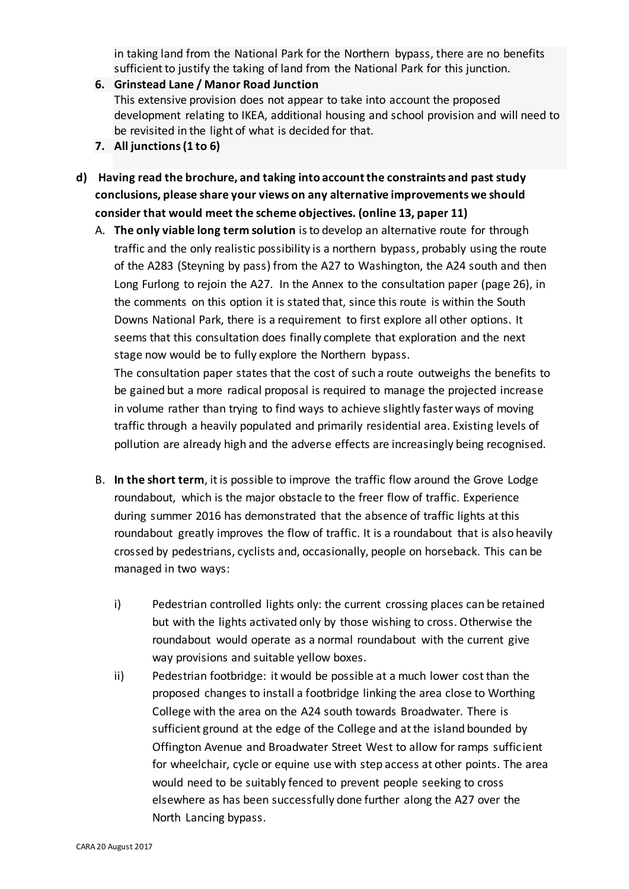in taking land from the National Park for the Northern bypass, there are no benefits sufficient to justify the taking of land from the National Park for this junction.

6. **Grinstead Lane / Manor Road Junction**
   This extensive provision does not appear to take into account the proposed development relating to IKEA, additional housing and school provision and will need to be revisited in the light of what is decided for that.
7. **All junctions (1 to 6)**

**d) Having read the brochure, and taking into account the constraints and past study conclusions, please share your views on any alternative improvements we should consider that would meet the scheme objectives. (online 13, paper 11)**

A. **The only viable long term solution** is to develop an alternative route for through traffic and the only realistic possibility is a northern bypass, probably using the route of the A283 (Steyning by pass) from the A27 to Washington, the A24 south and then Long Furlong to rejoin the A27. In the Annex to the consultation paper (page 26), in the comments on this option it is stated that, since this route is within the South Downs National Park, there is a requirement to first explore all other options. It seems that this consultation does finally complete that exploration and the next stage now would be to fully explore the Northern bypass.

   The consultation paper states that the cost of such a route outweighs the benefits to be gained but a more radical proposal is required to manage the projected increase in volume rather than trying to find ways to achieve slightly faster ways of moving traffic through a heavily populated and primarily residential area. Existing levels of pollution are already high and the adverse effects are increasingly being recognised.

B. **In the short term**, it is possible to improve the traffic flow around the Grove Lodge roundabout, which is the major obstacle to the freer flow of traffic. Experience during summer 2016 has demonstrated that the absence of traffic lights at this roundabout greatly improves the flow of traffic. It is a roundabout that is also heavily crossed by pedestrians, cyclists and, occasionally, people on horseback. This can be managed in two ways:

   i) Pedestrian controlled lights only: the current crossing places can be retained but with the lights activated only by those wishing to cross. Otherwise the roundabout would operate as a normal roundabout with the current give way provisions and suitable yellow boxes.

   ii) Pedestrian footbridge: it would be possible at a much lower cost than the proposed changes to install a footbridge linking the area close to Worthing College with the area on the A24 south towards Broadwater. There is sufficient ground at the edge of the College and at the island bounded by Offington Avenue and Broadwater Street West to allow for ramps sufficient for wheelchair, cycle or equine use with step access at other points. The area would need to be suitably fenced to prevent people seeking to cross elsewhere as has been successfully done further along the A27 over the North Lancing bypass.

CARA 20 August 2017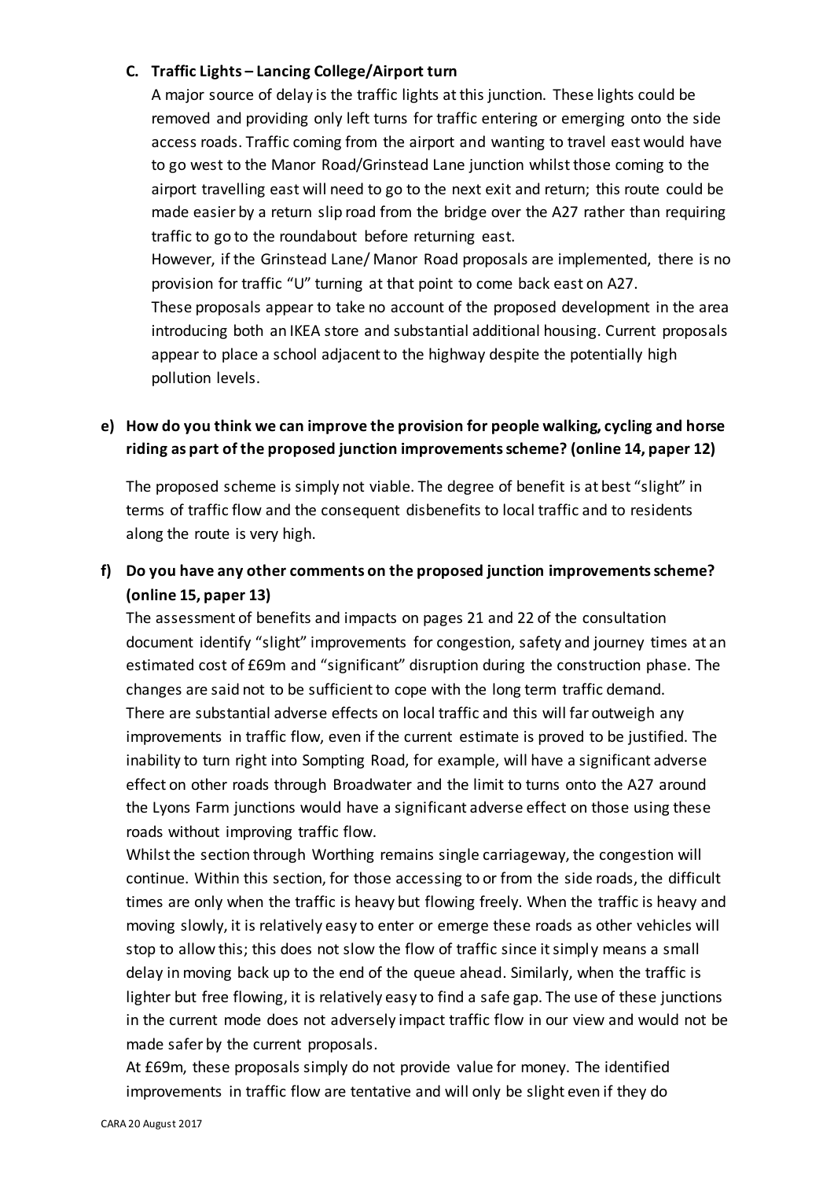**C. Traffic Lights – Lancing College/Airport turn**

A major source of delay is the traffic lights at this junction. These lights could be removed and providing only left turns for traffic entering or emerging onto the side access roads. Traffic coming from the airport and wanting to travel east would have to go west to the Manor Road/Grinstead Lane junction whilst those coming to the airport travelling east will need to go to the next exit and return; this route could be made easier by a return slip road from the bridge over the A27 rather than requiring traffic to go to the roundabout before returning east.

However, if the Grinstead Lane/ Manor Road proposals are implemented, there is no provision for traffic "U" turning at that point to come back east on A27.

These proposals appear to take no account of the proposed development in the area introducing both an IKEA store and substantial additional housing. Current proposals appear to place a school adjacent to the highway despite the potentially high pollution levels.

**e) How do you think we can improve the provision for people walking, cycling and horse riding as part of the proposed junction improvements scheme? (online 14, paper 12)**

The proposed scheme is simply not viable. The degree of benefit is at best "slight" in terms of traffic flow and the consequent disbenefits to local traffic and to residents along the route is very high.

**f) Do you have any other comments on the proposed junction improvements scheme? (online 15, paper 13)**

The assessment of benefits and impacts on pages 21 and 22 of the consultation document identify "slight" improvements for congestion, safety and journey times at an estimated cost of £69m and "significant" disruption during the construction phase. The changes are said not to be sufficient to cope with the long term traffic demand.

There are substantial adverse effects on local traffic and this will far outweigh any improvements in traffic flow, even if the current estimate is proved to be justified. The inability to turn right into Sompting Road, for example, will have a significant adverse effect on other roads through Broadwater and the limit to turns onto the A27 around the Lyons Farm junctions would have a significant adverse effect on those using these roads without improving traffic flow.

Whilst the section through Worthing remains single carriageway, the congestion will continue. Within this section, for those accessing to or from the side roads, the difficult times are only when the traffic is heavy but flowing freely. When the traffic is heavy and moving slowly, it is relatively easy to enter or emerge these roads as other vehicles will stop to allow this; this does not slow the flow of traffic since it simply means a small delay in moving back up to the end of the queue ahead. Similarly, when the traffic is lighter but free flowing, it is relatively easy to find a safe gap. The use of these junctions in the current mode does not adversely impact traffic flow in our view and would not be made safer by the current proposals.

At £69m, these proposals simply do not provide value for money. The identified improvements in traffic flow are tentative and will only be slight even if they do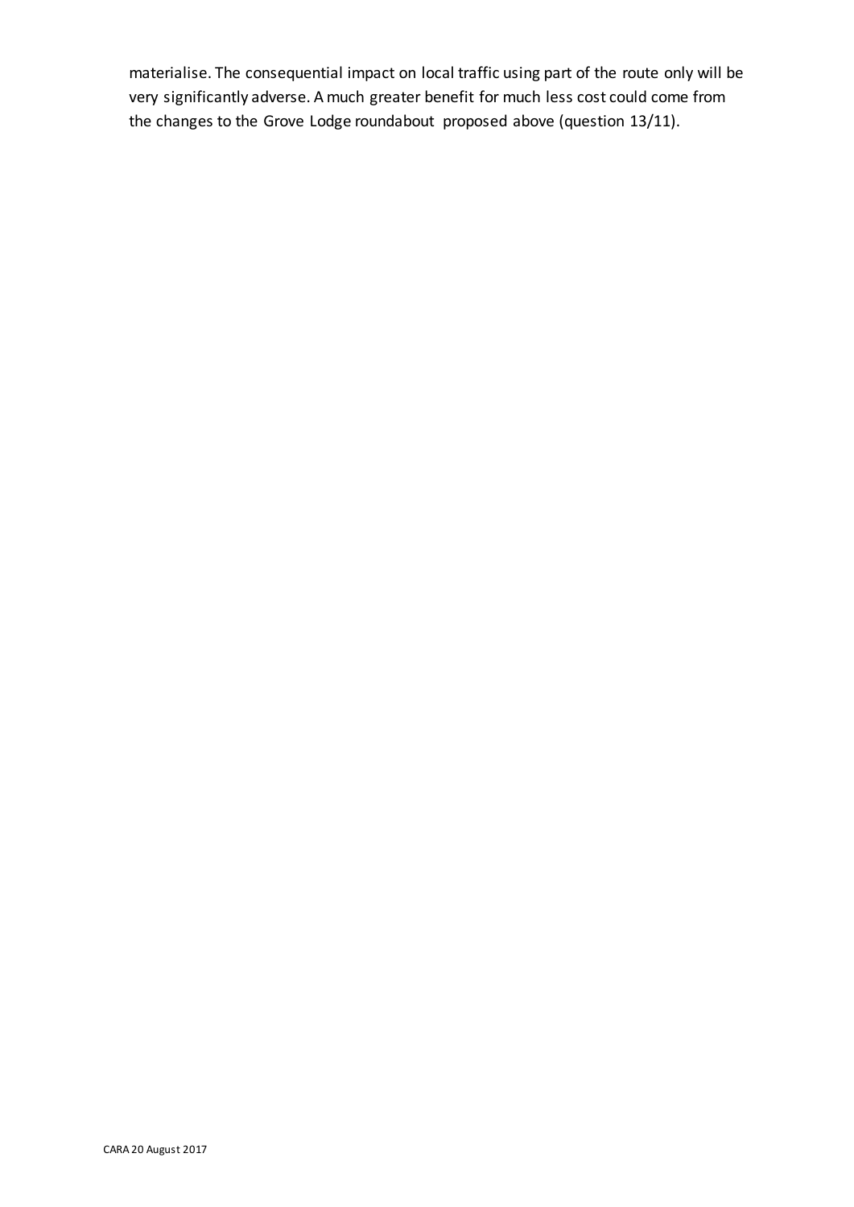materialise. The consequential impact on local traffic using part of the route only will be very significantly adverse. A much greater benefit for much less cost could come from the changes to the Grove Lodge roundabout proposed above (question 13/11).